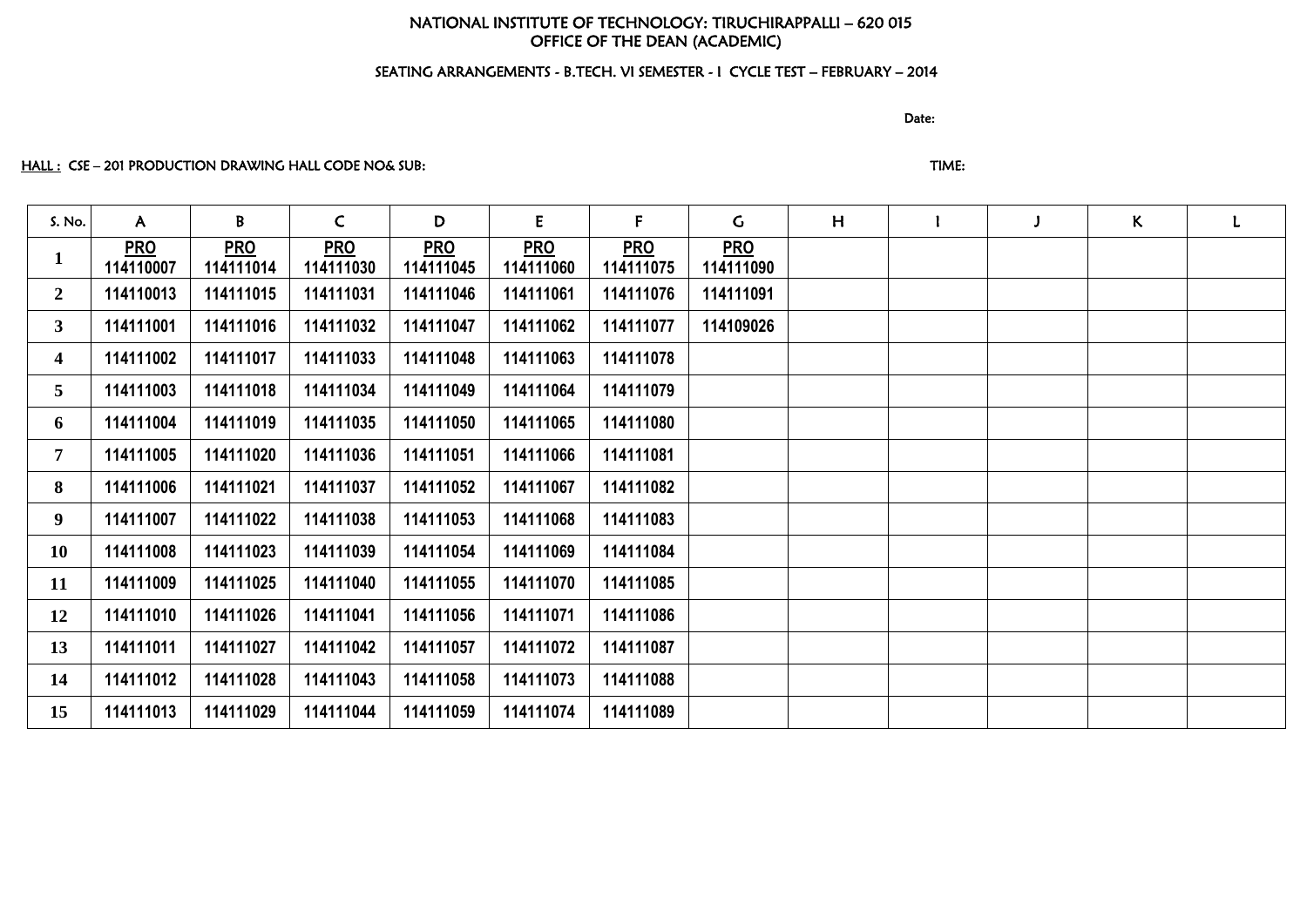NATIONAL INSTITUTE OF TECHNOLOGY: TIRUCHIRAPPALLI – 620 015
OFFICE OF THE DEAN (ACADEMIC)

SEATING ARRANGEMENTS - B.TECH. VI SEMESTER - I CYCLE TEST – FEBRUARY – 2014

Date:

HALL : CSE – 201 PRODUCTION DRAWING HALL CODE NO& SUB: TIME:

| S. No. | A | B | C | D | E | F | G | H | I | J | K | L |
|---|---|---|---|---|---|---|---|---|---|---|---|---|
| 1 | PRO 114110007 | PRO 114111014 | PRO 114111030 | PRO 114111045 | PRO 114111060 | PRO 114111075 | PRO 114111090 | | | | | |
| 2 | 114110013 | 114111015 | 114111031 | 114111046 | 114111061 | 114111076 | 114111091 | | | | | |
| 3 | 114111001 | 114111016 | 114111032 | 114111047 | 114111062 | 114111077 | 114109026 | | | | | |
| 4 | 114111002 | 114111017 | 114111033 | 114111048 | 114111063 | 114111078 | | | | | | |
| 5 | 114111003 | 114111018 | 114111034 | 114111049 | 114111064 | 114111079 | | | | | | |
| 6 | 114111004 | 114111019 | 114111035 | 114111050 | 114111065 | 114111080 | | | | | | |
| 7 | 114111005 | 114111020 | 114111036 | 114111051 | 114111066 | 114111081 | | | | | | |
| 8 | 114111006 | 114111021 | 114111037 | 114111052 | 114111067 | 114111082 | | | | | | |
| 9 | 114111007 | 114111022 | 114111038 | 114111053 | 114111068 | 114111083 | | | | | | |
| 10 | 114111008 | 114111023 | 114111039 | 114111054 | 114111069 | 114111084 | | | | | | |
| 11 | 114111009 | 114111025 | 114111040 | 114111055 | 114111070 | 114111085 | | | | | | |
| 12 | 114111010 | 114111026 | 114111041 | 114111056 | 114111071 | 114111086 | | | | | | |
| 13 | 114111011 | 114111027 | 114111042 | 114111057 | 114111072 | 114111087 | | | | | | |
| 14 | 114111012 | 114111028 | 114111043 | 114111058 | 114111073 | 114111088 | | | | | | |
| 15 | 114111013 | 114111029 | 114111044 | 114111059 | 114111074 | 114111089 | | | | | | |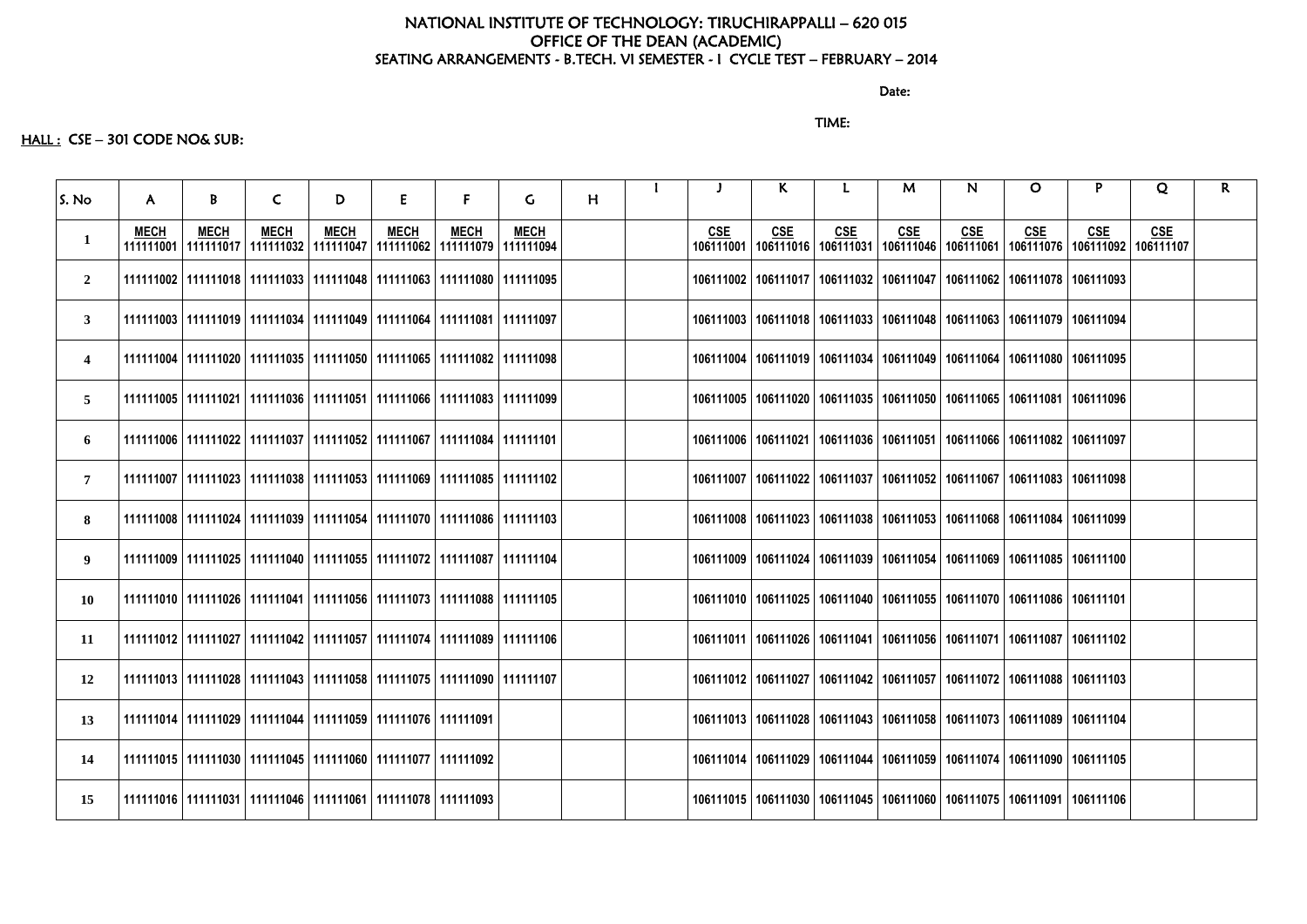NATIONAL INSTITUTE OF TECHNOLOGY: TIRUCHIRAPPALLI – 620 015
OFFICE OF THE DEAN (ACADEMIC)
SEATING ARRANGEMENTS - B.TECH. VI SEMESTER - I CYCLE TEST – FEBRUARY – 2014

Date:

TIME:

HALL : CSE – 301 CODE NO& SUB:

| S. No | A | B | C | D | E | F | G | H | I | J | K | L | M | N | O | P | Q | R |
|---|---|---|---|---|---|---|---|---|---|---|---|---|---|---|---|---|---|---|
| 1 | MECH 111111001 | MECH 111111017 | MECH 111111032 | MECH 111111047 | MECH 111111062 | MECH 111111079 | MECH 111111094 | | | CSE 106111001 | CSE 106111016 | CSE 106111031 | CSE 106111046 | CSE 106111061 | CSE 106111076 | CSE 106111092 | CSE 106111107 | |
| 2 | 111111002 | 111111018 | 111111033 | 111111048 | 111111063 | 111111080 | 111111095 | | | 106111002 | 106111017 | 106111032 | 106111047 | 106111062 | 106111078 | 106111093 | | |
| 3 | 111111003 | 111111019 | 111111034 | 111111049 | 111111064 | 111111081 | 111111097 | | | 106111003 | 106111018 | 106111033 | 106111048 | 106111063 | 106111079 | 106111094 | | |
| 4 | 111111004 | 111111020 | 111111035 | 111111050 | 111111065 | 111111082 | 111111098 | | | 106111004 | 106111019 | 106111034 | 106111049 | 106111064 | 106111080 | 106111095 | | |
| 5 | 111111005 | 111111021 | 111111036 | 111111051 | 111111066 | 111111083 | 111111099 | | | 106111005 | 106111020 | 106111035 | 106111050 | 106111065 | 106111081 | 106111096 | | |
| 6 | 111111006 | 111111022 | 111111037 | 111111052 | 111111067 | 111111084 | 111111101 | | | 106111006 | 106111021 | 106111036 | 106111051 | 106111066 | 106111082 | 106111097 | | |
| 7 | 111111007 | 111111023 | 111111038 | 111111053 | 111111069 | 111111085 | 111111102 | | | 106111007 | 106111022 | 106111037 | 106111052 | 106111067 | 106111083 | 106111098 | | |
| 8 | 111111008 | 111111024 | 111111039 | 111111054 | 111111070 | 111111086 | 111111103 | | | 106111008 | 106111023 | 106111038 | 106111053 | 106111068 | 106111084 | 106111099 | | |
| 9 | 111111009 | 111111025 | 111111040 | 111111055 | 111111072 | 111111087 | 111111104 | | | 106111009 | 106111024 | 106111039 | 106111054 | 106111069 | 106111085 | 106111100 | | |
| 10 | 111111010 | 111111026 | 111111041 | 111111056 | 111111073 | 111111088 | 111111105 | | | 106111010 | 106111025 | 106111040 | 106111055 | 106111070 | 106111086 | 106111101 | | |
| 11 | 111111012 | 111111027 | 111111042 | 111111057 | 111111074 | 111111089 | 111111106 | | | 106111011 | 106111026 | 106111041 | 106111056 | 106111071 | 106111087 | 106111102 | | |
| 12 | 111111013 | 111111028 | 111111043 | 111111058 | 111111075 | 111111090 | 111111107 | | | 106111012 | 106111027 | 106111042 | 106111057 | 106111072 | 106111088 | 106111103 | | |
| 13 | 111111014 | 111111029 | 111111044 | 111111059 | 111111076 | 111111091 | | | | 106111013 | 106111028 | 106111043 | 106111058 | 106111073 | 106111089 | 106111104 | | |
| 14 | 111111015 | 111111030 | 111111045 | 111111060 | 111111077 | 111111092 | | | | 106111014 | 106111029 | 106111044 | 106111059 | 106111074 | 106111090 | 106111105 | | |
| 15 | 111111016 | 111111031 | 111111046 | 111111061 | 111111078 | 111111093 | | | | 106111015 | 106111030 | 106111045 | 106111060 | 106111075 | 106111091 | 106111106 | | |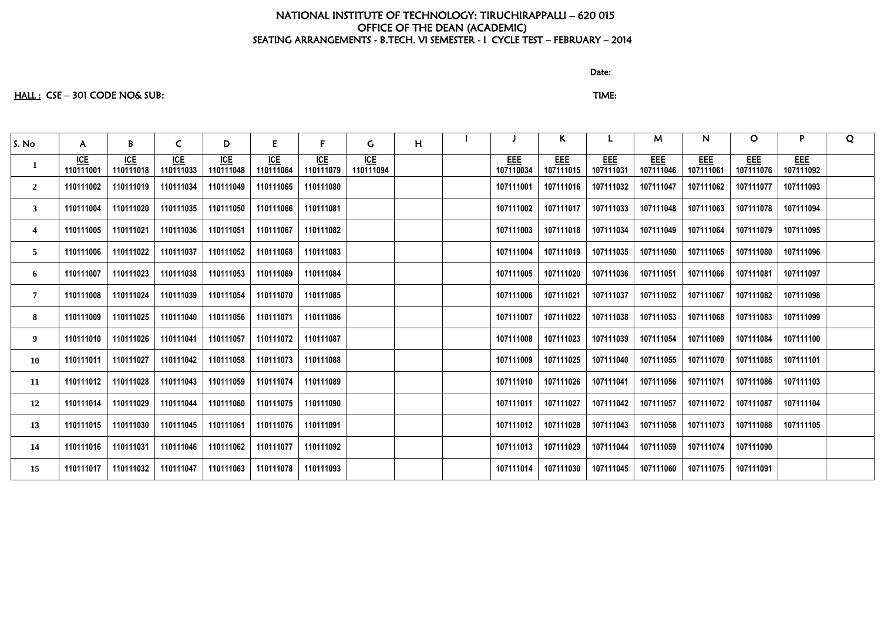NATIONAL INSTITUTE OF TECHNOLOGY: TIRUCHIRAPPALLI – 620 015
OFFICE OF THE DEAN (ACADEMIC)
SEATING ARRANGEMENTS - B.TECH. VI SEMESTER - I CYCLE TEST – FEBRUARY – 2014

Date:

HALL : CSE – 301 CODE NO& SUB:

TIME:

| S. No | A | B | C | D | E | F | G | H | I | J | K | L | M | N | O | P | Q |
|---|---|---|---|---|---|---|---|---|---|---|---|---|---|---|---|---|---|
| 1 | ICE 110111001 | ICE 110111018 | ICE 110111033 | ICE 110111048 | ICE 110111064 | ICE 110111079 | ICE 110111094 | | | EEE 107110034 | EEE 107111015 | EEE 107111031 | EEE 107111046 | EEE 107111061 | EEE 107111076 | EEE 107111092 | |
| 2 | 110111002 | 110111019 | 110111034 | 110111049 | 110111065 | 110111080 | | | | 107111001 | 107111016 | 107111032 | 107111047 | 107111062 | 107111077 | 107111093 | |
| 3 | 110111004 | 110111020 | 110111035 | 110111050 | 110111066 | 110111081 | | | | 107111002 | 107111017 | 107111033 | 107111048 | 107111063 | 107111078 | 107111094 | |
| 4 | 110111005 | 110111021 | 110111036 | 110111051 | 110111067 | 110111082 | | | | 107111003 | 107111018 | 107111034 | 107111049 | 107111064 | 107111079 | 107111095 | |
| 5 | 110111006 | 110111022 | 110111037 | 110111052 | 110111068 | 110111083 | | | | 107111004 | 107111019 | 107111035 | 107111050 | 107111065 | 107111080 | 107111096 | |
| 6 | 110111007 | 110111023 | 110111038 | 110111053 | 110111069 | 110111084 | | | | 107111005 | 107111020 | 107111036 | 107111051 | 107111066 | 107111081 | 107111097 | |
| 7 | 110111008 | 110111024 | 110111039 | 110111054 | 110111070 | 110111085 | | | | 107111006 | 107111021 | 107111037 | 107111052 | 107111067 | 107111082 | 107111098 | |
| 8 | 110111009 | 110111025 | 110111040 | 110111056 | 110111071 | 110111086 | | | | 107111007 | 107111022 | 107111038 | 107111053 | 107111068 | 107111083 | 107111099 | |
| 9 | 110111010 | 110111026 | 110111041 | 110111057 | 110111072 | 110111087 | | | | 107111008 | 107111023 | 107111039 | 107111054 | 107111069 | 107111084 | 107111100 | |
| 10 | 110111011 | 110111027 | 110111042 | 110111058 | 110111073 | 110111088 | | | | 107111009 | 107111025 | 107111040 | 107111055 | 107111070 | 107111085 | 107111101 | |
| 11 | 110111012 | 110111028 | 110111043 | 110111059 | 110111074 | 110111089 | | | | 107111010 | 107111026 | 107111041 | 107111056 | 107111071 | 107111086 | 107111103 | |
| 12 | 110111014 | 110111029 | 110111044 | 110111060 | 110111075 | 110111090 | | | | 107111011 | 107111027 | 107111042 | 107111057 | 107111072 | 107111087 | 107111104 | |
| 13 | 110111015 | 110111030 | 110111045 | 110111061 | 110111076 | 110111091 | | | | 107111012 | 107111028 | 107111043 | 107111058 | 107111073 | 107111088 | 107111105 | |
| 14 | 110111016 | 110111031 | 110111046 | 110111062 | 110111077 | 110111092 | | | | 107111013 | 107111029 | 107111044 | 107111059 | 107111074 | 107111090 | | |
| 15 | 110111017 | 110111032 | 110111047 | 110111063 | 110111078 | 110111093 | | | | 107111014 | 107111030 | 107111045 | 107111060 | 107111075 | 107111091 | | |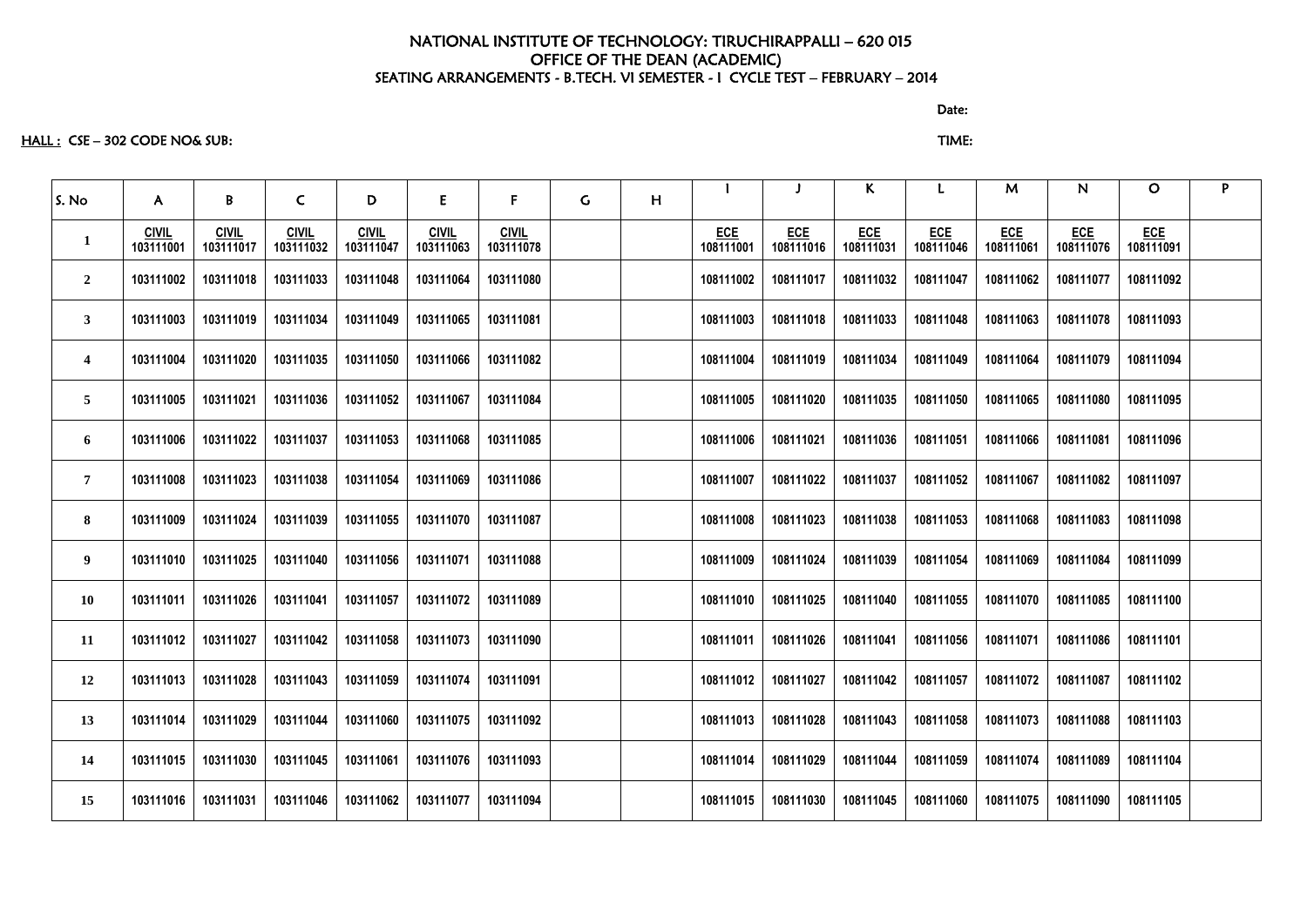# NATIONAL INSTITUTE OF TECHNOLOGY: TIRUCHIRAPPALLI – 620 015
## OFFICE OF THE DEAN (ACADEMIC)
### SEATING ARRANGEMENTS - B.TECH. VI SEMESTER - I CYCLE TEST – FEBRUARY – 2014

Date:

HALL : CSE – 302 CODE NO& SUB: TIME:

| S. No | A | B | C | D | E | F | G | H | I | J | K | L | M | N | O | P |
|---|---|---|---|---|---|---|---|---|---|---|---|---|---|---|---|---|
| 1 | CIVIL 103111001 | CIVIL 103111017 | CIVIL 103111032 | CIVIL 103111047 | CIVIL 103111063 | CIVIL 103111078 | | | ECE 108111001 | ECE 108111016 | ECE 108111031 | ECE 108111046 | ECE 108111061 | ECE 108111076 | ECE 108111091 | |
| 2 | 103111002 | 103111018 | 103111033 | 103111048 | 103111064 | 103111080 | | | 108111002 | 108111017 | 108111032 | 108111047 | 108111062 | 108111077 | 108111092 | |
| 3 | 103111003 | 103111019 | 103111034 | 103111049 | 103111065 | 103111081 | | | 108111003 | 108111018 | 108111033 | 108111048 | 108111063 | 108111078 | 108111093 | |
| 4 | 103111004 | 103111020 | 103111035 | 103111050 | 103111066 | 103111082 | | | 108111004 | 108111019 | 108111034 | 108111049 | 108111064 | 108111079 | 108111094 | |
| 5 | 103111005 | 103111021 | 103111036 | 103111052 | 103111067 | 103111084 | | | 108111005 | 108111020 | 108111035 | 108111050 | 108111065 | 108111080 | 108111095 | |
| 6 | 103111006 | 103111022 | 103111037 | 103111053 | 103111068 | 103111085 | | | 108111006 | 108111021 | 108111036 | 108111051 | 108111066 | 108111081 | 108111096 | |
| 7 | 103111008 | 103111023 | 103111038 | 103111054 | 103111069 | 103111086 | | | 108111007 | 108111022 | 108111037 | 108111052 | 108111067 | 108111082 | 108111097 | |
| 8 | 103111009 | 103111024 | 103111039 | 103111055 | 103111070 | 103111087 | | | 108111008 | 108111023 | 108111038 | 108111053 | 108111068 | 108111083 | 108111098 | |
| 9 | 103111010 | 103111025 | 103111040 | 103111056 | 103111071 | 103111088 | | | 108111009 | 108111024 | 108111039 | 108111054 | 108111069 | 108111084 | 108111099 | |
| 10 | 103111011 | 103111026 | 103111041 | 103111057 | 103111072 | 103111089 | | | 108111010 | 108111025 | 108111040 | 108111055 | 108111070 | 108111085 | 108111100 | |
| 11 | 103111012 | 103111027 | 103111042 | 103111058 | 103111073 | 103111090 | | | 108111011 | 108111026 | 108111041 | 108111056 | 108111071 | 108111086 | 108111101 | |
| 12 | 103111013 | 103111028 | 103111043 | 103111059 | 103111074 | 103111091 | | | 108111012 | 108111027 | 108111042 | 108111057 | 108111072 | 108111087 | 108111102 | |
| 13 | 103111014 | 103111029 | 103111044 | 103111060 | 103111075 | 103111092 | | | 108111013 | 108111028 | 108111043 | 108111058 | 108111073 | 108111088 | 108111103 | |
| 14 | 103111015 | 103111030 | 103111045 | 103111061 | 103111076 | 103111093 | | | 108111014 | 108111029 | 108111044 | 108111059 | 108111074 | 108111089 | 108111104 | |
| 15 | 103111016 | 103111031 | 103111046 | 103111062 | 103111077 | 103111094 | | | 108111015 | 108111030 | 108111045 | 108111060 | 108111075 | 108111090 | 108111105 | |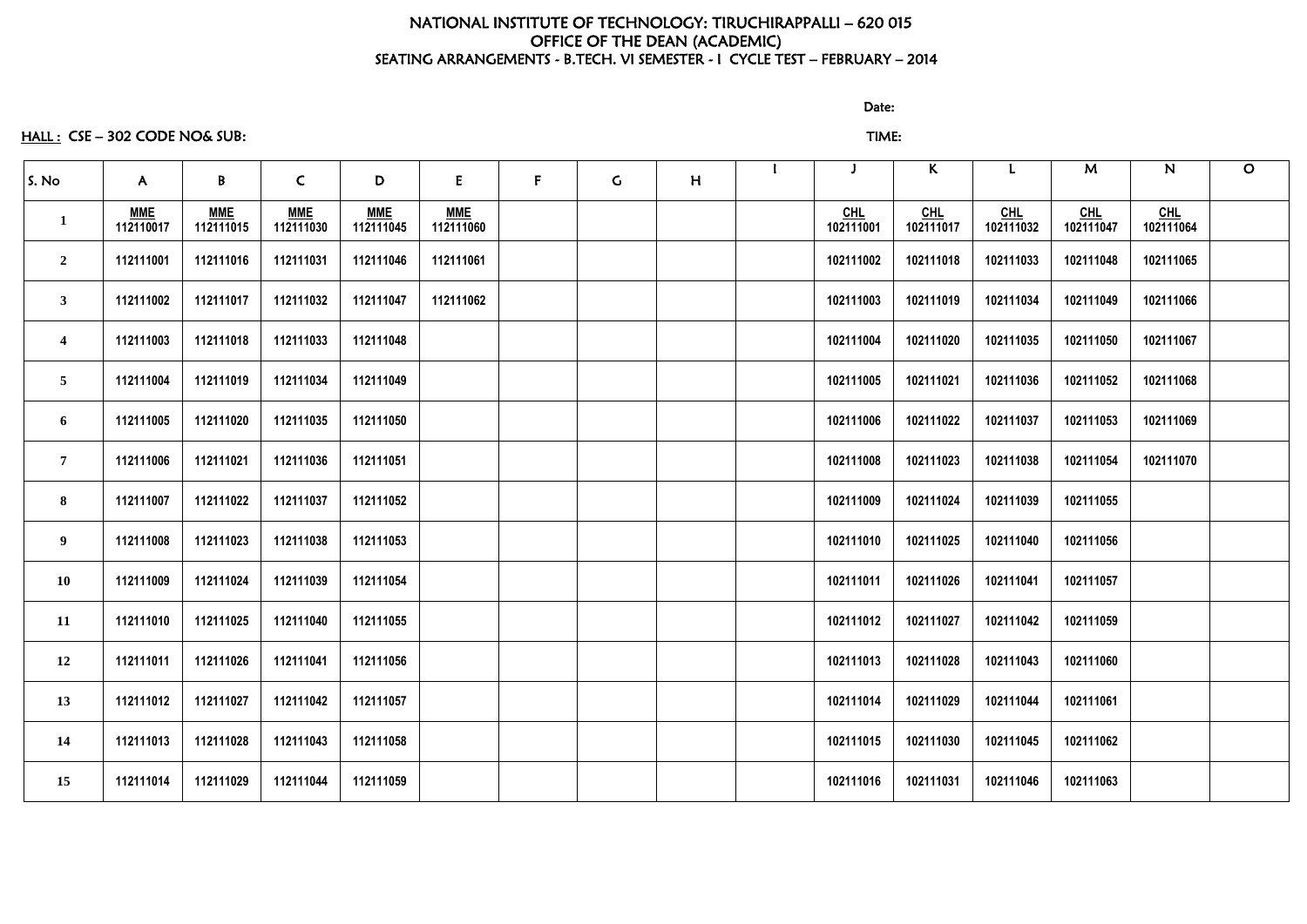# NATIONAL INSTITUTE OF TECHNOLOGY: TIRUCHIRAPPALLI – 620 015
## OFFICE OF THE DEAN (ACADEMIC)
### SEATING ARRANGEMENTS - B.TECH. VI SEMESTER - I CYCLE TEST – FEBRUARY – 2014

Date:

HALL : CSE – 302 CODE NO& SUB: TIME:

| S. No | A | B | C | D | E | F | G | H | I | J | K | L | M | N | O |
|---|---|---|---|---|---|---|---|---|---|---|---|---|---|---|---|
| 1 | MME 112110017 | MME 112111015 | MME 112111030 | MME 112111045 | MME 112111060 | | | | | CHL 102111001 | CHL 102111017 | CHL 102111032 | CHL 102111047 | CHL 102111064 | |
| 2 | 112111001 | 112111016 | 112111031 | 112111046 | 112111061 | | | | | 102111002 | 102111018 | 102111033 | 102111048 | 102111065 | |
| 3 | 112111002 | 112111017 | 112111032 | 112111047 | 112111062 | | | | | 102111003 | 102111019 | 102111034 | 102111049 | 102111066 | |
| 4 | 112111003 | 112111018 | 112111033 | 112111048 | | | | | | 102111004 | 102111020 | 102111035 | 102111050 | 102111067 | |
| 5 | 112111004 | 112111019 | 112111034 | 112111049 | | | | | | 102111005 | 102111021 | 102111036 | 102111052 | 102111068 | |
| 6 | 112111005 | 112111020 | 112111035 | 112111050 | | | | | | 102111006 | 102111022 | 102111037 | 102111053 | 102111069 | |
| 7 | 112111006 | 112111021 | 112111036 | 112111051 | | | | | | 102111008 | 102111023 | 102111038 | 102111054 | 102111070 | |
| 8 | 112111007 | 112111022 | 112111037 | 112111052 | | | | | | 102111009 | 102111024 | 102111039 | 102111055 | | |
| 9 | 112111008 | 112111023 | 112111038 | 112111053 | | | | | | 102111010 | 102111025 | 102111040 | 102111056 | | |
| 10 | 112111009 | 112111024 | 112111039 | 112111054 | | | | | | 102111011 | 102111026 | 102111041 | 102111057 | | |
| 11 | 112111010 | 112111025 | 112111040 | 112111055 | | | | | | 102111012 | 102111027 | 102111042 | 102111059 | | |
| 12 | 112111011 | 112111026 | 112111041 | 112111056 | | | | | | 102111013 | 102111028 | 102111043 | 102111060 | | |
| 13 | 112111012 | 112111027 | 112111042 | 112111057 | | | | | | 102111014 | 102111029 | 102111044 | 102111061 | | |
| 14 | 112111013 | 112111028 | 112111043 | 112111058 | | | | | | 102111015 | 102111030 | 102111045 | 102111062 | | |
| 15 | 112111014 | 112111029 | 112111044 | 112111059 | | | | | | 102111016 | 102111031 | 102111046 | 102111063 | | |